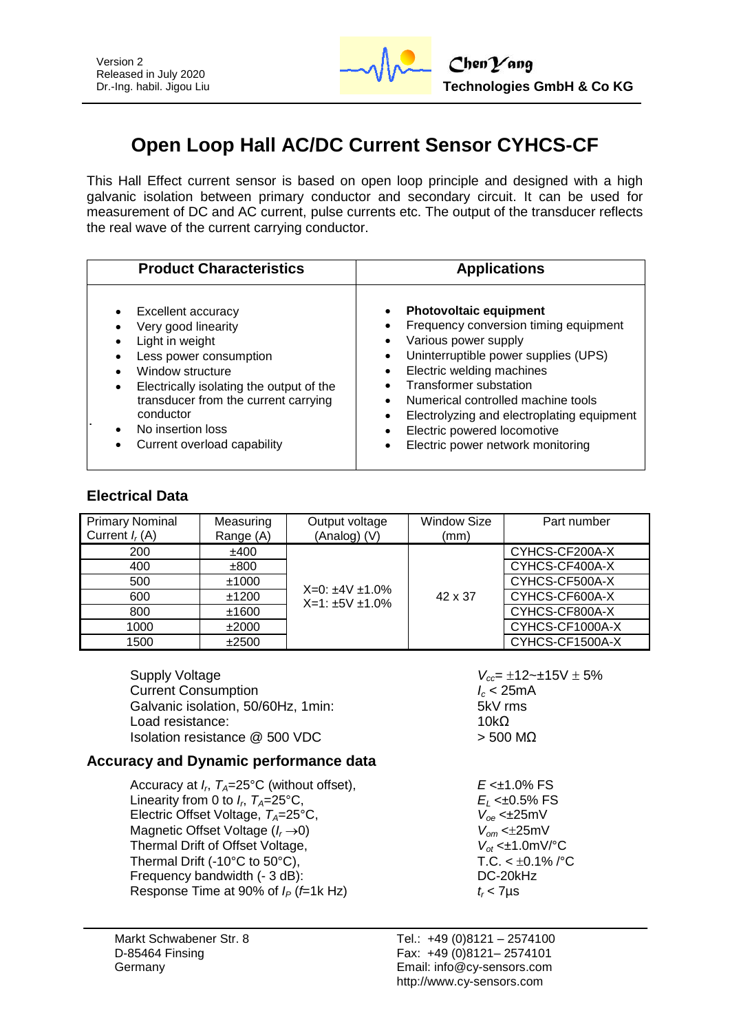# Open Loop Hall AC/DC Current Sensor CYHCS-CF

This Hall Effect current sensor is based on open loop principle and designed with a high galvanic isolation between primary conductor and secondary circuit. It can be used for measurement of DC and AC current, pulse currents etc. The output of the transducer reflects the real wave of the current carrying conductor.

| Product Characteristics | Applications |
|---|---|
| • Excellent accuracy<br>• Very good linearity<br>• Light in weight<br>• Less power consumption<br>• Window structure<br>• Electrically isolating the output of the transducer from the current carrying conductor<br>• No insertion loss<br>• Current overload capability | • **Photovoltaic equipment**<br>• Frequency conversion timing equipment<br>• Various power supply<br>• Uninterruptible power supplies (UPS)<br>• Electric welding machines<br>• Transformer substation<br>• Numerical controlled machine tools<br>• Electrolyzing and electroplating equipment<br>• Electric powered locomotive<br>• Electric power network monitoring |

## Electrical Data

| Primary Nominal Current $I_r$ (A) | Measuring Range (A) | Output voltage (Analog) (V) | Window Size (mm) | Part number |
|---|---|---|---|---|
| 200 | ±400 | X=0: ±4V ±1.0%<br>X=1: ±5V ±1.0% | 42 x 37 | CYHCS-CF200A-X |
| 400 | ±800 | | | CYHCS-CF400A-X |
| 500 | ±1000 | | | CYHCS-CF500A-X |
| 600 | ±1200 | | | CYHCS-CF600A-X |
| 800 | ±1600 | | | CYHCS-CF800A-X |
| 1000 | ±2000 | | | CYHCS-CF1000A-X |
| 1500 | ±2500 | | | CYHCS-CF1500A-X |

| | |
|---|---|
| Supply Voltage | $V_{cc}$= ±12~±15V ± 5% |
| Current Consumption | $I_c$ < 25mA |
| Galvanic isolation, 50/60Hz, 1min: | 5kV rms |
| Load resistance: | 10kΩ |
| Isolation resistance @ 500 VDC | > 500 MΩ |

## Accuracy and Dynamic performance data

| | |
|---|---|
| Accuracy at $I_r$, $T_A$=25°C (without offset), | $E$ <±1.0% FS |
| Linearity from 0 to $I_r$, $T_A$=25°C, | $E_L$ <±0.5% FS |
| Electric Offset Voltage, $T_A$=25°C, | $V_{oe}$ <±25mV |
| Magnetic Offset Voltage ($I_r \rightarrow 0$) | $V_{om}$ <±25mV |
| Thermal Drift of Offset Voltage, | $V_{ot}$ <±1.0mV/°C |
| Thermal Drift (-10°C to 50°C), | T.C. < ±0.1% /°C |
| Frequency bandwidth (- 3 dB): | DC-20kHz |
| Response Time at 90% of $I_P$ ($f$=1k Hz) | $t_r$ < 7µs |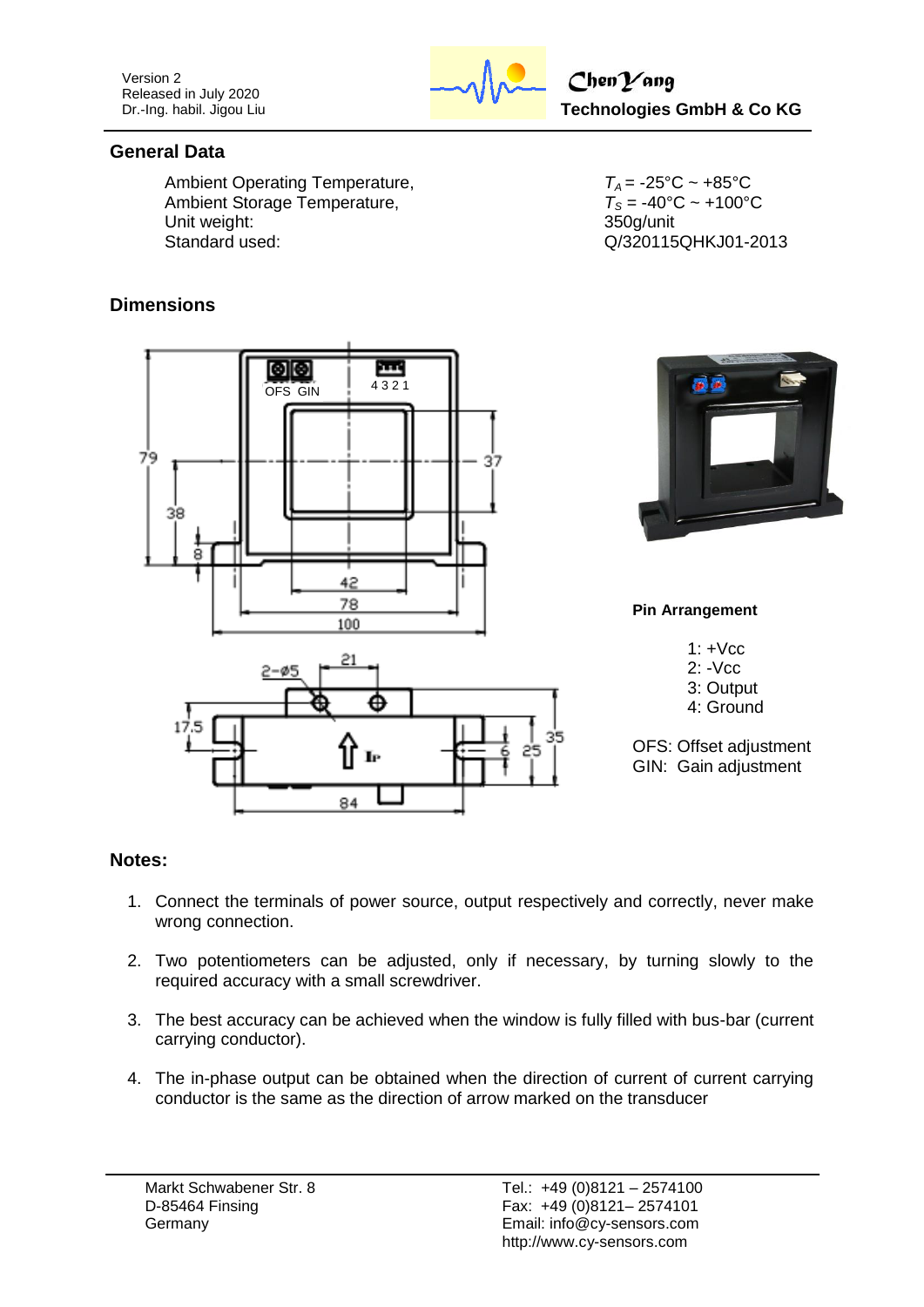## General Data

| | |
|---|---|
| Ambient Operating Temperature, | $T_A$ = -25°C ~ +85°C |
| Ambient Storage Temperature, | $T_S$ = -40°C ~ +100°C |
| Unit weight: | 350g/unit |
| Standard used: | Q/320115QHKJ01-2013 |

## Dimensions

OFS GIN

4 3 2 1

79

38

8

37

42

78

100

2-ø5

21

17.5

Ip

6

25

35

84

**Pin Arrangement**

1: +Vcc
2: -Vcc
3: Output
4: Ground

OFS: Offset adjustment
GIN: Gain adjustment

## Notes:

1. Connect the terminals of power source, output respectively and correctly, never make wrong connection.
2. Two potentiometers can be adjusted, only if necessary, by turning slowly to the required accuracy with a small screwdriver.
3. The best accuracy can be achieved when the window is fully filled with bus-bar (current carrying conductor).
4. The in-phase output can be obtained when the direction of current of current carrying conductor is the same as the direction of arrow marked on the transducer